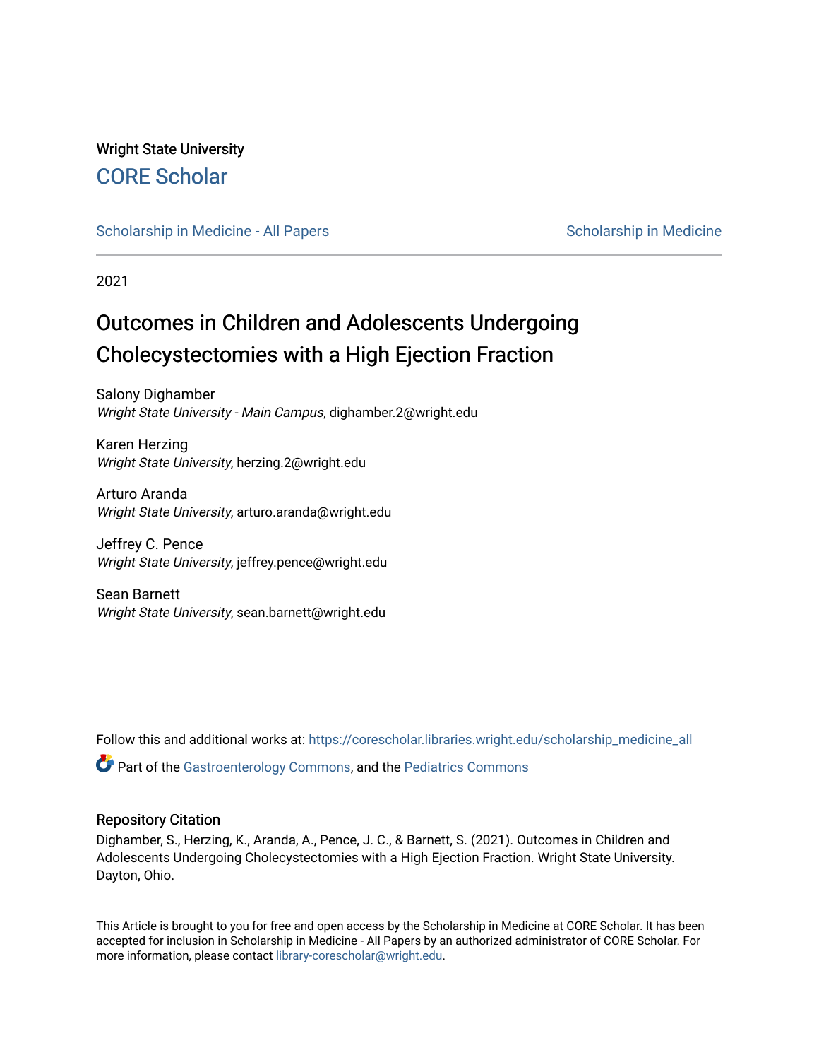Wright State University

## CORE Scholar

Scholarship in Medicine - All Papers

Scholarship in Medicine

2021

# Outcomes in Children and Adolescents Undergoing Cholecystectomies with a High Ejection Fraction

Salony Dighamber
*Wright State University - Main Campus*, dighamber.2@wright.edu

Karen Herzing
*Wright State University*, herzing.2@wright.edu

Arturo Aranda
*Wright State University*, arturo.aranda@wright.edu

Jeffrey C. Pence
*Wright State University*, jeffrey.pence@wright.edu

Sean Barnett
*Wright State University*, sean.barnett@wright.edu

Follow this and additional works at: https://corescholar.libraries.wright.edu/scholarship_medicine_all

Part of the Gastroenterology Commons, and the Pediatrics Commons

### Repository Citation

Dighamber, S., Herzing, K., Aranda, A., Pence, J. C., & Barnett, S. (2021). Outcomes in Children and Adolescents Undergoing Cholecystectomies with a High Ejection Fraction. Wright State University. Dayton, Ohio.

This Article is brought to you for free and open access by the Scholarship in Medicine at CORE Scholar. It has been accepted for inclusion in Scholarship in Medicine - All Papers by an authorized administrator of CORE Scholar. For more information, please contact library-corescholar@wright.edu.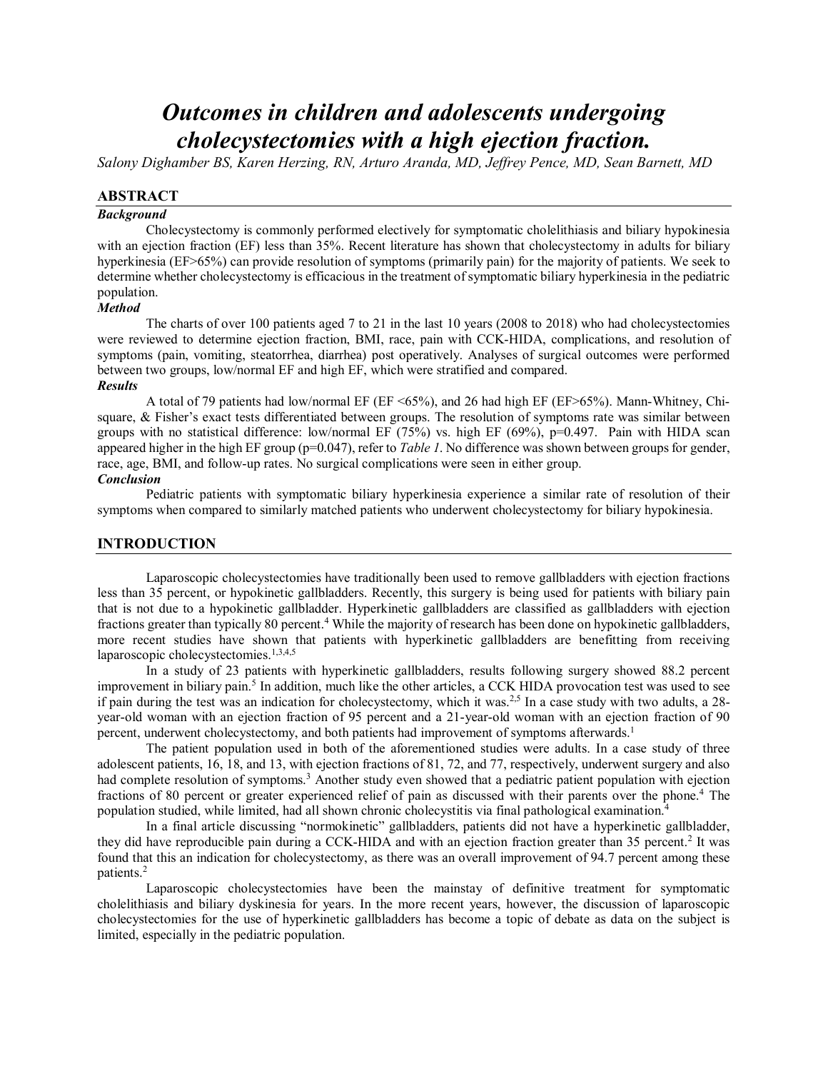# Outcomes in children and adolescents undergoing cholecystectomies with a high ejection fraction.

*Salony Dighamber BS, Karen Herzing, RN, Arturo Aranda, MD, Jeffrey Pence, MD, Sean Barnett, MD*

## ABSTRACT

***Background***

Cholecystectomy is commonly performed electively for symptomatic cholelithiasis and biliary hypokinesia with an ejection fraction (EF) less than 35%. Recent literature has shown that cholecystectomy in adults for biliary hyperkinesia (EF>65%) can provide resolution of symptoms (primarily pain) for the majority of patients. We seek to determine whether cholecystectomy is efficacious in the treatment of symptomatic biliary hyperkinesia in the pediatric population.

***Method***

The charts of over 100 patients aged 7 to 21 in the last 10 years (2008 to 2018) who had cholecystectomies were reviewed to determine ejection fraction, BMI, race, pain with CCK-HIDA, complications, and resolution of symptoms (pain, vomiting, steatorrhea, diarrhea) post operatively. Analyses of surgical outcomes were performed between two groups, low/normal EF and high EF, which were stratified and compared.

***Results***

A total of 79 patients had low/normal EF (EF <65%), and 26 had high EF (EF>65%). Mann-Whitney, Chi-square, & Fisher's exact tests differentiated between groups. The resolution of symptoms rate was similar between groups with no statistical difference: low/normal EF (75%) vs. high EF (69%), $p=0.497$. Pain with HIDA scan appeared higher in the high EF group ($p=0.047$), refer to *Table 1*. No difference was shown between groups for gender, race, age, BMI, and follow-up rates. No surgical complications were seen in either group.

***Conclusion***

Pediatric patients with symptomatic biliary hyperkinesia experience a similar rate of resolution of their symptoms when compared to similarly matched patients who underwent cholecystectomy for biliary hypokinesia.

## INTRODUCTION

Laparoscopic cholecystectomies have traditionally been used to remove gallbladders with ejection fractions less than 35 percent, or hypokinetic gallbladders. Recently, this surgery is being used for patients with biliary pain that is not due to a hypokinetic gallbladder. Hyperkinetic gallbladders are classified as gallbladders with ejection fractions greater than typically 80 percent.[4] While the majority of research has been done on hypokinetic gallbladders, more recent studies have shown that patients with hyperkinetic gallbladders are benefitting from receiving laparoscopic cholecystectomies.[1,3,4,5]

In a study of 23 patients with hyperkinetic gallbladders, results following surgery showed 88.2 percent improvement in biliary pain.[5] In addition, much like the other articles, a CCK HIDA provocation test was used to see if pain during the test was an indication for cholecystectomy, which it was.[2,5] In a case study with two adults, a 28-year-old woman with an ejection fraction of 95 percent and a 21-year-old woman with an ejection fraction of 90 percent, underwent cholecystectomy, and both patients had improvement of symptoms afterwards.[1]

The patient population used in both of the aforementioned studies were adults. In a case study of three adolescent patients, 16, 18, and 13, with ejection fractions of 81, 72, and 77, respectively, underwent surgery and also had complete resolution of symptoms.[3] Another study even showed that a pediatric patient population with ejection fractions of 80 percent or greater experienced relief of pain as discussed with their parents over the phone.[4] The population studied, while limited, had all shown chronic cholecystitis via final pathological examination.[4]

In a final article discussing "normokinetic" gallbladders, patients did not have a hyperkinetic gallbladder, they did have reproducible pain during a CCK-HIDA and with an ejection fraction greater than 35 percent.[2] It was found that this an indication for cholecystectomy, as there was an overall improvement of 94.7 percent among these patients.[2]

Laparoscopic cholecystectomies have been the mainstay of definitive treatment for symptomatic cholelithiasis and biliary dyskinesia for years. In the more recent years, however, the discussion of laparoscopic cholecystectomies for the use of hyperkinetic gallbladders has become a topic of debate as data on the subject is limited, especially in the pediatric population.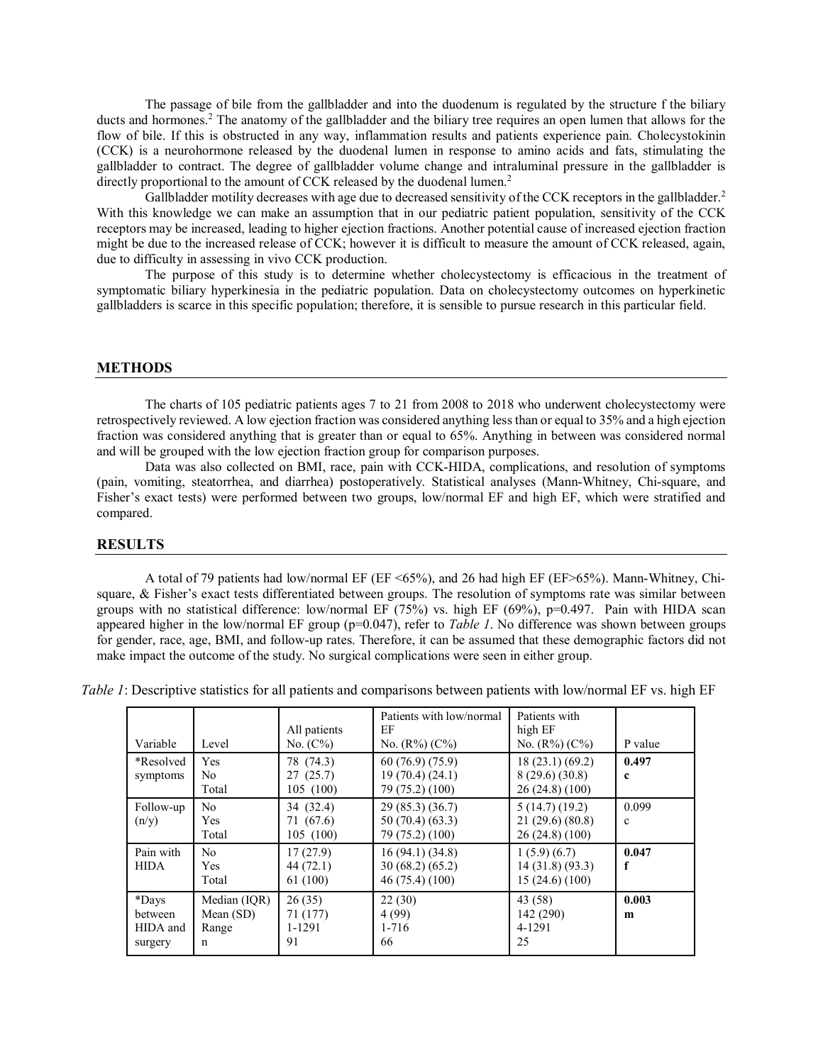The passage of bile from the gallbladder and into the duodenum is regulated by the structure f the biliary ducts and hormones.[2] The anatomy of the gallbladder and the biliary tree requires an open lumen that allows for the flow of bile. If this is obstructed in any way, inflammation results and patients experience pain. Cholecystokinin (CCK) is a neurohormone released by the duodenal lumen in response to amino acids and fats, stimulating the gallbladder to contract. The degree of gallbladder volume change and intraluminal pressure in the gallbladder is directly proportional to the amount of CCK released by the duodenal lumen.[2]

Gallbladder motility decreases with age due to decreased sensitivity of the CCK receptors in the gallbladder.[2] With this knowledge we can make an assumption that in our pediatric patient population, sensitivity of the CCK receptors may be increased, leading to higher ejection fractions. Another potential cause of increased ejection fraction might be due to the increased release of CCK; however it is difficult to measure the amount of CCK released, again, due to difficulty in assessing in vivo CCK production.

The purpose of this study is to determine whether cholecystectomy is efficacious in the treatment of symptomatic biliary hyperkinesia in the pediatric population. Data on cholecystectomy outcomes on hyperkinetic gallbladders is scarce in this specific population; therefore, it is sensible to pursue research in this particular field.

## METHODS

The charts of 105 pediatric patients ages 7 to 21 from 2008 to 2018 who underwent cholecystectomy were retrospectively reviewed. A low ejection fraction was considered anything less than or equal to 35% and a high ejection fraction was considered anything that is greater than or equal to 65%. Anything in between was considered normal and will be grouped with the low ejection fraction group for comparison purposes.

Data was also collected on BMI, race, pain with CCK-HIDA, complications, and resolution of symptoms (pain, vomiting, steatorrhea, and diarrhea) postoperatively. Statistical analyses (Mann-Whitney, Chi-square, and Fisher's exact tests) were performed between two groups, low/normal EF and high EF, which were stratified and compared.

## RESULTS

A total of 79 patients had low/normal EF (EF <65%), and 26 had high EF (EF>65%). Mann-Whitney, Chi-square, & Fisher's exact tests differentiated between groups. The resolution of symptoms rate was similar between groups with no statistical difference: low/normal EF (75%) vs. high EF (69%), p=0.497. Pain with HIDA scan appeared higher in the low/normal EF group (p=0.047), refer to *Table 1*. No difference was shown between groups for gender, race, age, BMI, and follow-up rates. Therefore, it can be assumed that these demographic factors did not make impact the outcome of the study. No surgical complications were seen in either group.

*Table 1*: Descriptive statistics for all patients and comparisons between patients with low/normal EF vs. high EF

| Variable | Level | All patients No. (C%) | Patients with low/normal EF No. (R%) (C%) | Patients with high EF No. (R%) (C%) | P value |
|---|---|---|---|---|---|
| *Resolved symptoms | Yes | 78 (74.3) | 60 (76.9) (75.9) | 18 (23.1) (69.2) | **0.497** |
| | No | 27 (25.7) | 19 (70.4) (24.1) | 8 (29.6) (30.8) | **c** |
| | Total | 105 (100) | 79 (75.2) (100) | 26 (24.8) (100) | |
| Follow-up (n/y) | No | 34 (32.4) | 29 (85.3) (36.7) | 5 (14.7) (19.2) | 0.099 |
| | Yes | 71 (67.6) | 50 (70.4) (63.3) | 21 (29.6) (80.8) | c |
| | Total | 105 (100) | 79 (75.2) (100) | 26 (24.8) (100) | |
| Pain with HIDA | No | 17 (27.9) | 16 (94.1) (34.8) | 1 (5.9) (6.7) | **0.047** |
| | Yes | 44 (72.1) | 30 (68.2) (65.2) | 14 (31.8) (93.3) | **f** |
| | Total | 61 (100) | 46 (75.4) (100) | 15 (24.6) (100) | |
| *Days between HIDA and surgery | Median (IQR) | 26 (35) | 22 (30) | 43 (58) | **0.003** |
| | Mean (SD) | 71 (177) | 4 (99) | 142 (290) | **m** |
| | Range | 1-1291 | 1-716 | 4-1291 | |
| | n | 91 | 66 | 25 | |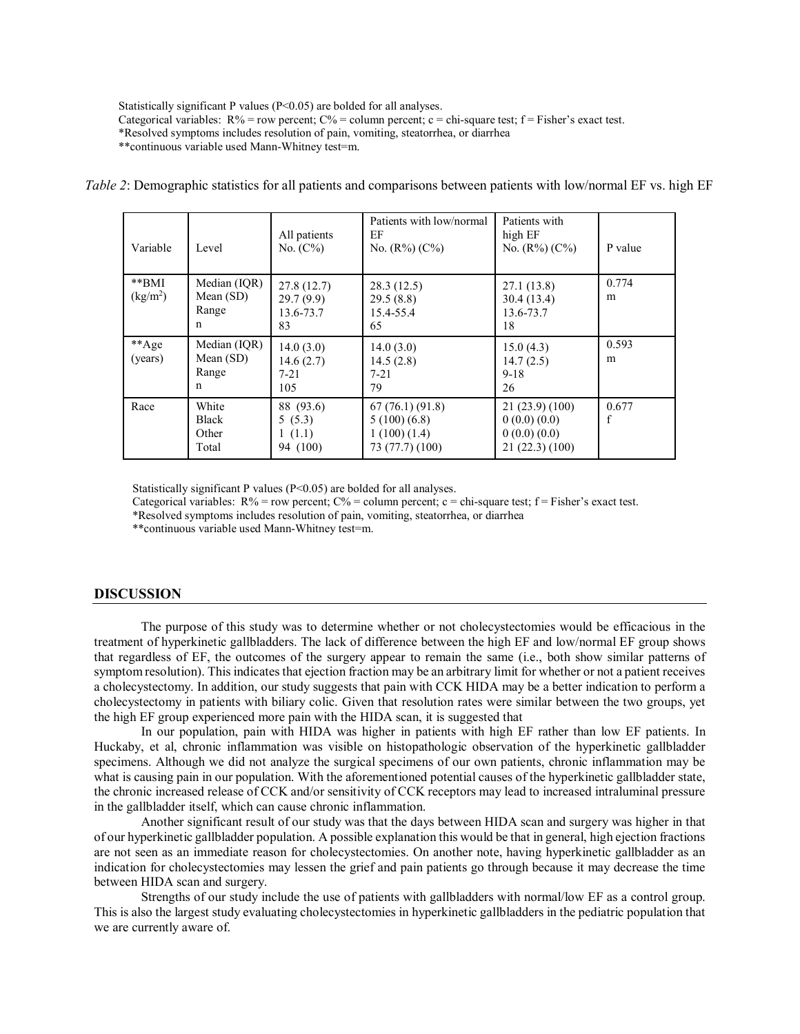Statistically significant P values (P<0.05) are bolded for all analyses.
Categorical variables: R% = row percent; C% = column percent; c = chi-square test; f = Fisher's exact test.
*Resolved symptoms includes resolution of pain, vomiting, steatorrhea, or diarrhea
**continuous variable used Mann-Whitney test=m.

*Table 2*: Demographic statistics for all patients and comparisons between patients with low/normal EF vs. high EF

| Variable | Level | All patients No. (C%) | Patients with low/normal EF No. (R%) (C%) | Patients with high EF No. (R%) (C%) | P value |
|---|---|---|---|---|---|
| **BMI ($kg/m^2$) | Median (IQR)<br>Mean (SD)<br>Range<br>n | 27.8 (12.7)<br>29.7 (9.9)<br>13.6-73.7<br>83 | 28.3 (12.5)<br>29.5 (8.8)<br>15.4-55.4<br>65 | 27.1 (13.8)<br>30.4 (13.4)<br>13.6-73.7<br>18 | 0.774<br>m |
| **Age (years) | Median (IQR)<br>Mean (SD)<br>Range<br>n | 14.0 (3.0)<br>14.6 (2.7)<br>7-21<br>105 | 14.0 (3.0)<br>14.5 (2.8)<br>7-21<br>79 | 15.0 (4.3)<br>14.7 (2.5)<br>9-18<br>26 | 0.593<br>m |
| Race | White<br>Black<br>Other<br>Total | 88 (93.6)<br>5 (5.3)<br>1 (1.1)<br>94 (100) | 67 (76.1) (91.8)<br>5 (100) (6.8)<br>1 (100) (1.4)<br>73 (77.7) (100) | 21 (23.9) (100)<br>0 (0.0) (0.0)<br>0 (0.0) (0.0)<br>21 (22.3) (100) | 0.677<br>f |

Statistically significant P values (P<0.05) are bolded for all analyses.
Categorical variables: R% = row percent; C% = column percent; c = chi-square test; f = Fisher's exact test.
*Resolved symptoms includes resolution of pain, vomiting, steatorrhea, or diarrhea
**continuous variable used Mann-Whitney test=m.

## DISCUSSION

The purpose of this study was to determine whether or not cholecystectomies would be efficacious in the treatment of hyperkinetic gallbladders. The lack of difference between the high EF and low/normal EF group shows that regardless of EF, the outcomes of the surgery appear to remain the same (i.e., both show similar patterns of symptom resolution). This indicates that ejection fraction may be an arbitrary limit for whether or not a patient receives a cholecystectomy. In addition, our study suggests that pain with CCK HIDA may be a better indication to perform a cholecystectomy in patients with biliary colic. Given that resolution rates were similar between the two groups, yet the high EF group experienced more pain with the HIDA scan, it is suggested that

In our population, pain with HIDA was higher in patients with high EF rather than low EF patients. In Huckaby, et al, chronic inflammation was visible on histopathologic observation of the hyperkinetic gallbladder specimens. Although we did not analyze the surgical specimens of our own patients, chronic inflammation may be what is causing pain in our population. With the aforementioned potential causes of the hyperkinetic gallbladder state, the chronic increased release of CCK and/or sensitivity of CCK receptors may lead to increased intraluminal pressure in the gallbladder itself, which can cause chronic inflammation.

Another significant result of our study was that the days between HIDA scan and surgery was higher in that of our hyperkinetic gallbladder population. A possible explanation this would be that in general, high ejection fractions are not seen as an immediate reason for cholecystectomies. On another note, having hyperkinetic gallbladder as an indication for cholecystectomies may lessen the grief and pain patients go through because it may decrease the time between HIDA scan and surgery.

Strengths of our study include the use of patients with gallbladders with normal/low EF as a control group. This is also the largest study evaluating cholecystectomies in hyperkinetic gallbladders in the pediatric population that we are currently aware of.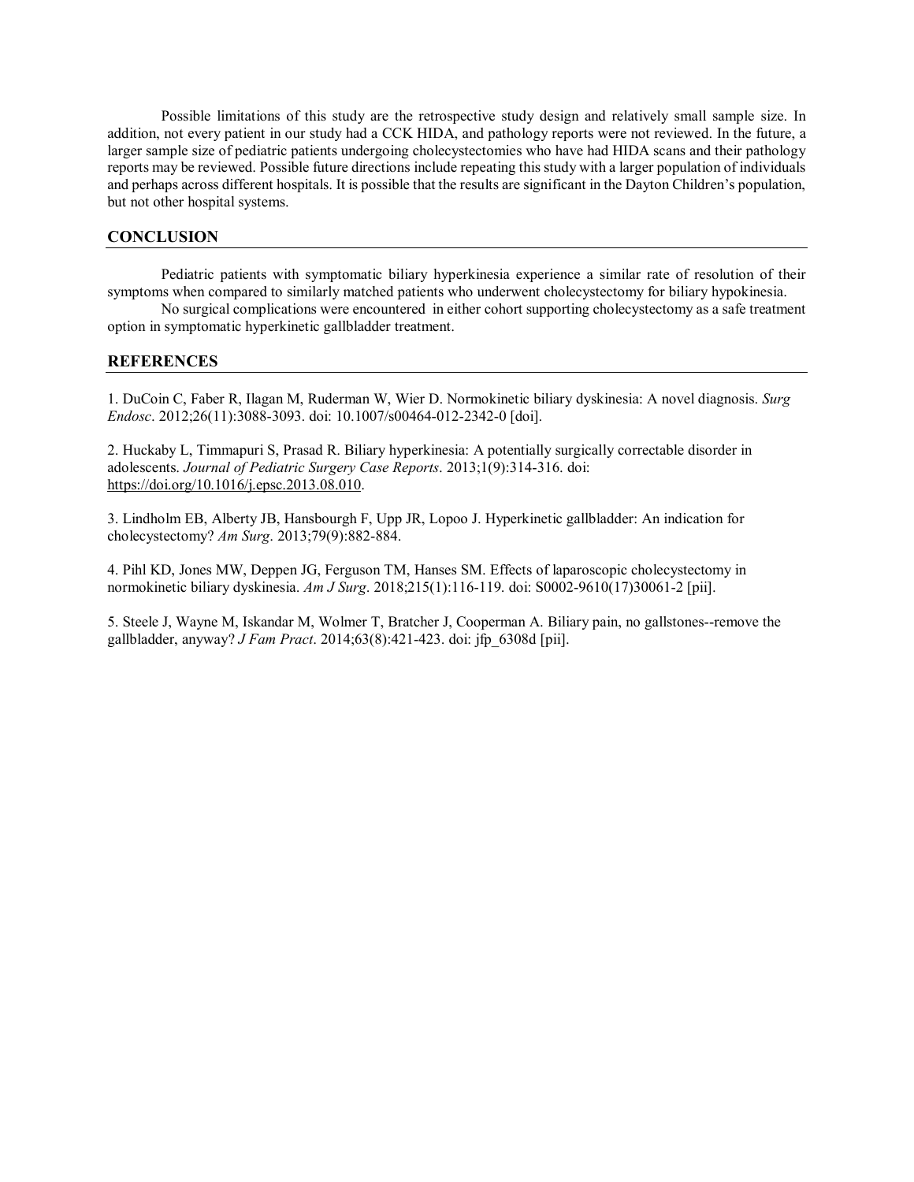Possible limitations of this study are the retrospective study design and relatively small sample size. In addition, not every patient in our study had a CCK HIDA, and pathology reports were not reviewed. In the future, a larger sample size of pediatric patients undergoing cholecystectomies who have had HIDA scans and their pathology reports may be reviewed. Possible future directions include repeating this study with a larger population of individuals and perhaps across different hospitals. It is possible that the results are significant in the Dayton Children's population, but not other hospital systems.

## CONCLUSION

Pediatric patients with symptomatic biliary hyperkinesia experience a similar rate of resolution of their symptoms when compared to similarly matched patients who underwent cholecystectomy for biliary hypokinesia.

No surgical complications were encountered in either cohort supporting cholecystectomy as a safe treatment option in symptomatic hyperkinetic gallbladder treatment.

## REFERENCES

1. DuCoin C, Faber R, Ilagan M, Ruderman W, Wier D. Normokinetic biliary dyskinesia: A novel diagnosis. *Surg Endosc*. 2012;26(11):3088-3093. doi: 10.1007/s00464-012-2342-0 [doi].

2. Huckaby L, Timmapuri S, Prasad R. Biliary hyperkinesia: A potentially surgically correctable disorder in adolescents. *Journal of Pediatric Surgery Case Reports*. 2013;1(9):314-316. doi: https://doi.org/10.1016/j.epsc.2013.08.010.

3. Lindholm EB, Alberty JB, Hansbourgh F, Upp JR, Lopoo J. Hyperkinetic gallbladder: An indication for cholecystectomy? *Am Surg*. 2013;79(9):882-884.

4. Pihl KD, Jones MW, Deppen JG, Ferguson TM, Hanses SM. Effects of laparoscopic cholecystectomy in normokinetic biliary dyskinesia. *Am J Surg*. 2018;215(1):116-119. doi: S0002-9610(17)30061-2 [pii].

5. Steele J, Wayne M, Iskandar M, Wolmer T, Bratcher J, Cooperman A. Biliary pain, no gallstones--remove the gallbladder, anyway? *J Fam Pract*. 2014;63(8):421-423. doi: jfp_6308d [pii].